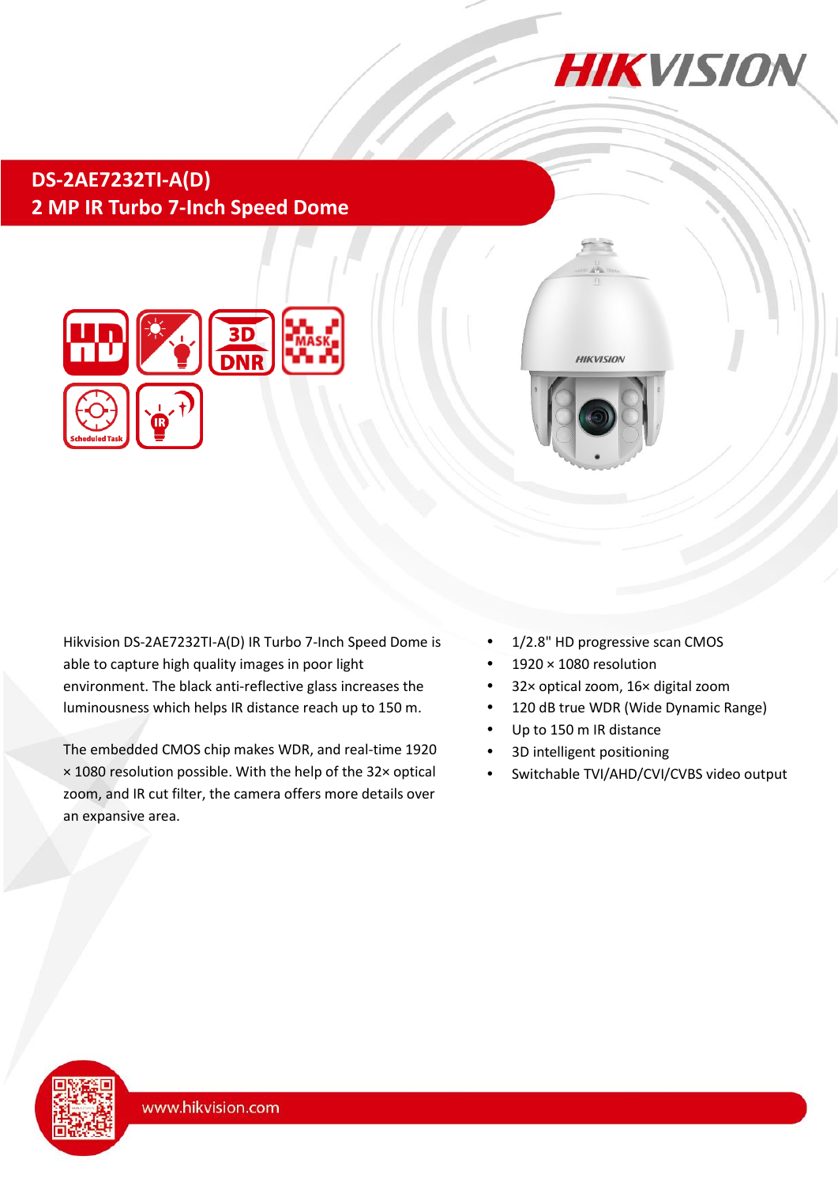# DS-2AE7232TI-A(D)

## 2 MP IR Turbo 7-Inch Speed Dome

Hikvision DS-2AE7232TI-A(D) IR Turbo 7-Inch Speed Dome is able to capture high quality images in poor light environment. The black anti-reflective glass increases the luminousness which helps IR distance reach up to 150 m.

The embedded CMOS chip makes WDR, and real-time 1920 × 1080 resolution possible. With the help of the 32× optical zoom, and IR cut filter, the camera offers more details over an expansive area.

- 1/2.8" HD progressive scan CMOS
- 1920 × 1080 resolution
- 32× optical zoom, 16× digital zoom
- 120 dB true WDR (Wide Dynamic Range)
- Up to 150 m IR distance
- 3D intelligent positioning
- Switchable TVI/AHD/CVI/CVBS video output

www.hikvision.com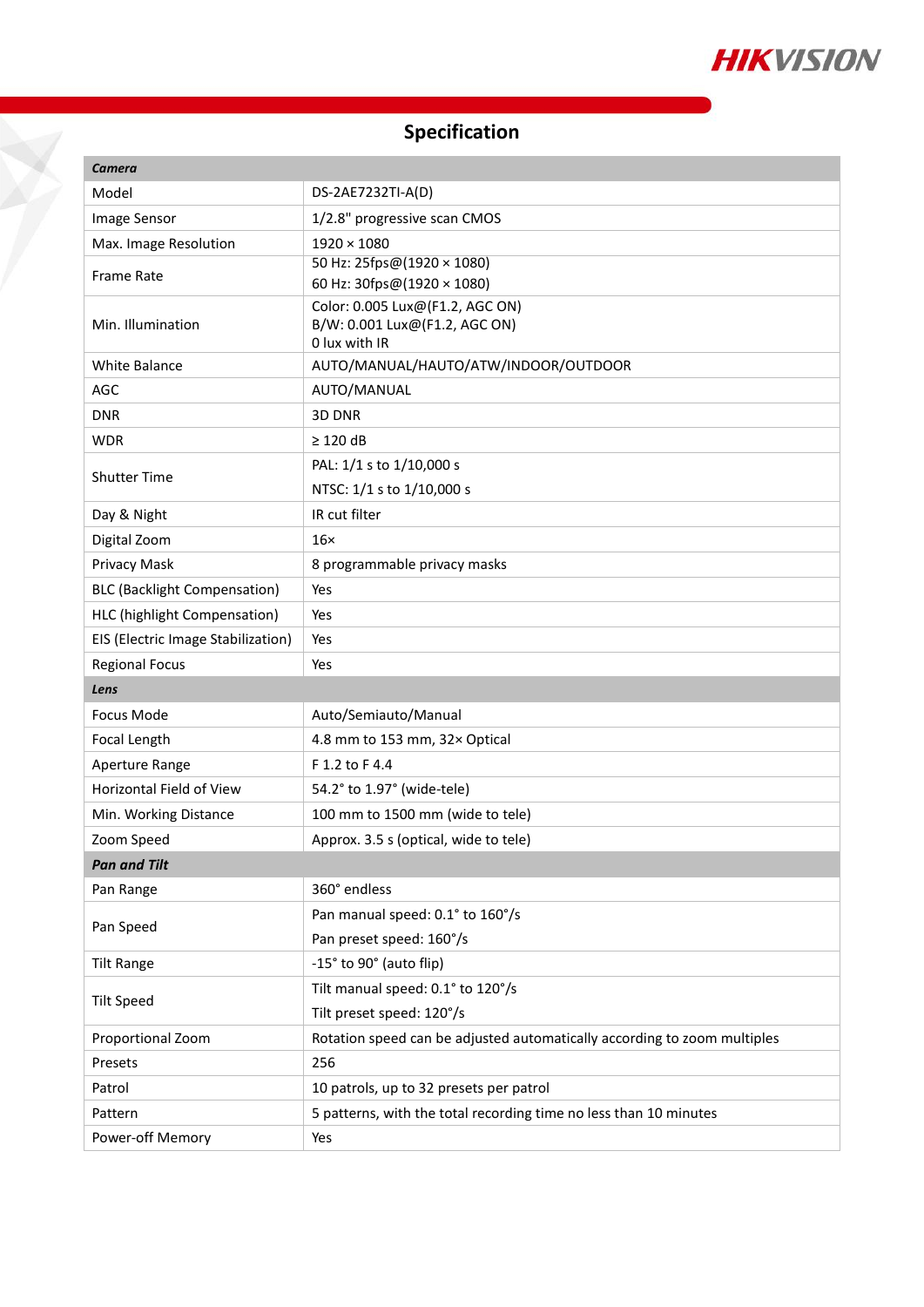# Specification

| Camera | |
|---|---|
| Model | DS-2AE7232TI-A(D) |
| Image Sensor | 1/2.8" progressive scan CMOS |
| Max. Image Resolution | 1920 × 1080 |
| Frame Rate | 50 Hz: 25fps@(1920 × 1080)<br>60 Hz: 30fps@(1920 × 1080) |
| Min. Illumination | Color: 0.005 Lux@(F1.2, AGC ON)<br>B/W: 0.001 Lux@(F1.2, AGC ON)<br>0 lux with IR |
| White Balance | AUTO/MANUAL/HAUTO/ATW/INDOOR/OUTDOOR |
| AGC | AUTO/MANUAL |
| DNR | 3D DNR |
| WDR | ≥ 120 dB |
| Shutter Time | PAL: 1/1 s to 1/10,000 s<br>NTSC: 1/1 s to 1/10,000 s |
| Day & Night | IR cut filter |
| Digital Zoom | 16× |
| Privacy Mask | 8 programmable privacy masks |
| BLC (Backlight Compensation) | Yes |
| HLC (highlight Compensation) | Yes |
| EIS (Electric Image Stabilization) | Yes |
| Regional Focus | Yes |
| **Lens** | |
| Focus Mode | Auto/Semiauto/Manual |
| Focal Length | 4.8 mm to 153 mm, 32× Optical |
| Aperture Range | F 1.2 to F 4.4 |
| Horizontal Field of View | 54.2° to 1.97° (wide-tele) |
| Min. Working Distance | 100 mm to 1500 mm (wide to tele) |
| Zoom Speed | Approx. 3.5 s (optical, wide to tele) |
| **Pan and Tilt** | |
| Pan Range | 360° endless |
| Pan Speed | Pan manual speed: 0.1° to 160°/s<br>Pan preset speed: 160°/s |
| Tilt Range | -15° to 90° (auto flip) |
| Tilt Speed | Tilt manual speed: 0.1° to 120°/s<br>Tilt preset speed: 120°/s |
| Proportional Zoom | Rotation speed can be adjusted automatically according to zoom multiples |
| Presets | 256 |
| Patrol | 10 patrols, up to 32 presets per patrol |
| Pattern | 5 patterns, with the total recording time no less than 10 minutes |
| Power-off Memory | Yes |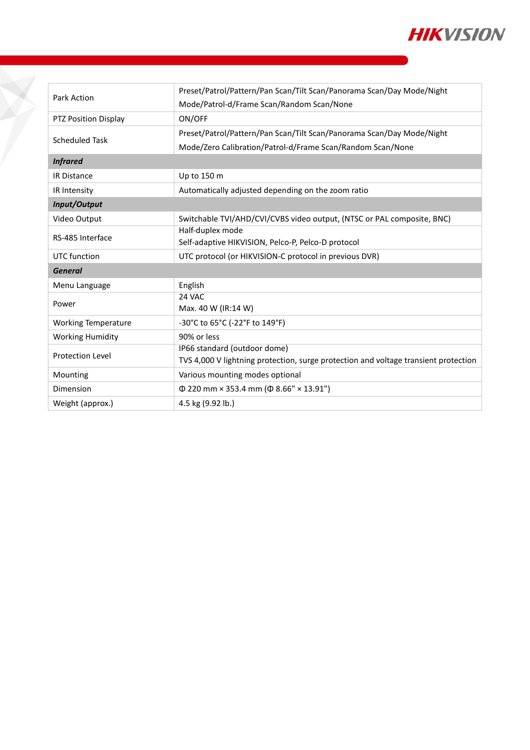| | |
|---|---|
| Park Action | Preset/Patrol/Pattern/Pan Scan/Tilt Scan/Panorama Scan/Day Mode/Night Mode/Patrol-d/Frame Scan/Random Scan/None |
| PTZ Position Display | ON/OFF |
| Scheduled Task | Preset/Patrol/Pattern/Pan Scan/Tilt Scan/Panorama Scan/Day Mode/Night Mode/Zero Calibration/Patrol-d/Frame Scan/Random Scan/None |
| ***Infrared*** | |
| IR Distance | Up to 150 m |
| IR Intensity | Automatically adjusted depending on the zoom ratio |
| ***Input/Output*** | |
| Video Output | Switchable TVI/AHD/CVI/CVBS video output, (NTSC or PAL composite, BNC) |
| RS-485 Interface | Half-duplex mode<br>Self-adaptive HIKVISION, Pelco-P, Pelco-D protocol |
| UTC function | UTC protocol (or HIKVISION-C protocol in previous DVR) |
| ***General*** | |
| Menu Language | English |
| Power | 24 VAC<br>Max. 40 W (IR:14 W) |
| Working Temperature | -30°C to 65°C (-22°F to 149°F) |
| Working Humidity | 90% or less |
| Protection Level | IP66 standard (outdoor dome)<br>TVS 4,000 V lightning protection, surge protection and voltage transient protection |
| Mounting | Various mounting modes optional |
| Dimension | Φ 220 mm × 353.4 mm (Φ 8.66" × 13.91") |
| Weight (approx.) | 4.5 kg (9.92 lb.) |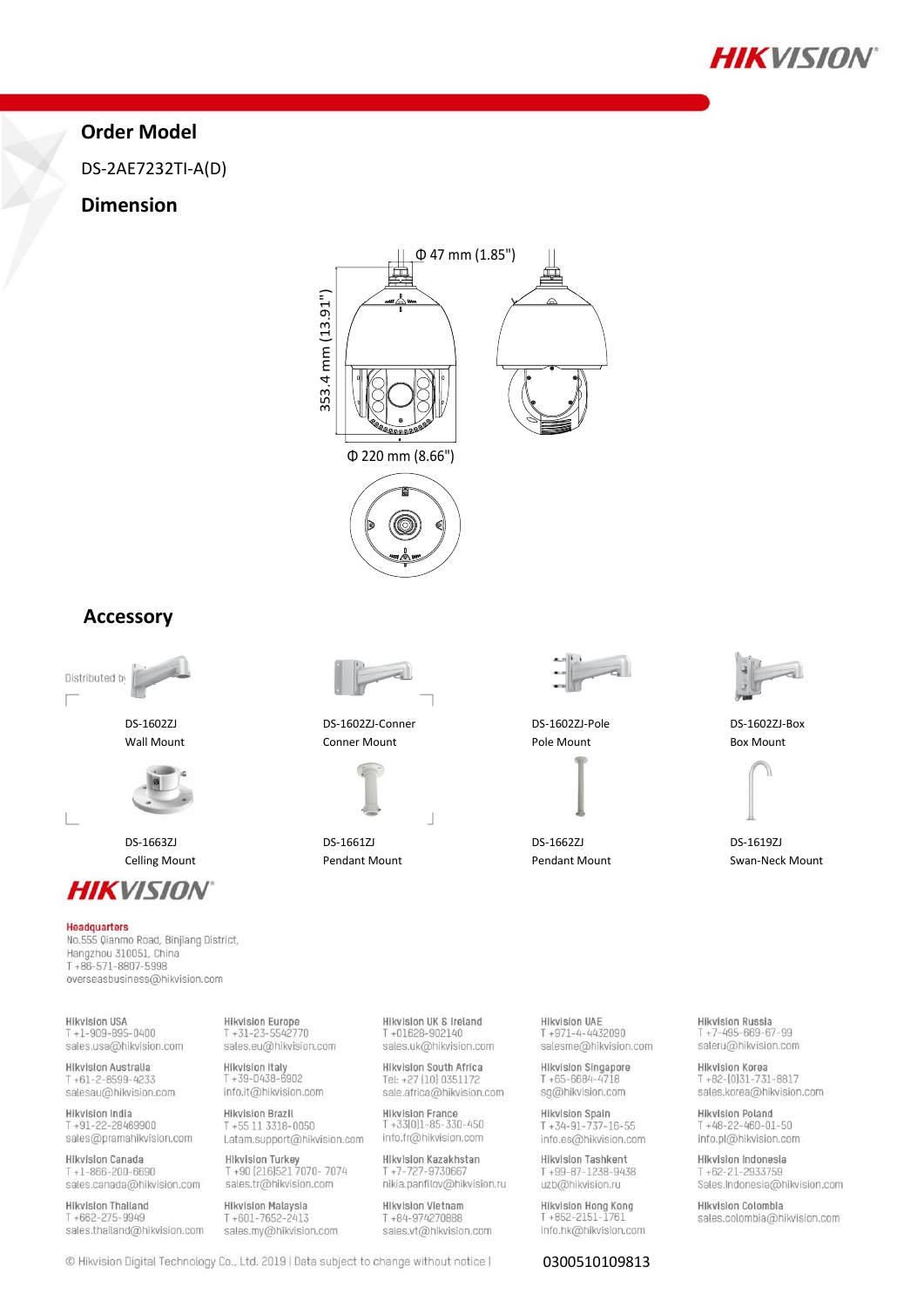## Order Model

DS-2AE7232TI-A(D)

## Dimension

Φ 47 mm (1.85")

353.4 mm (13.91")

Φ 220 mm (8.66")

## Accessory

| | | | |
|---|---|---|---|
| DS-1602ZJ<br>Wall Mount | DS-1602ZJ-Conner<br>Conner Mount | DS-1602ZJ-Pole<br>Pole Mount | DS-1602ZJ-Box<br>Box Mount |
| DS-1663ZJ<br>Celling Mount | DS-1661ZJ<br>Pendant Mount | DS-1662ZJ<br>Pendant Mount | DS-1619ZJ<br>Swan-Neck Mount |

**Headquarters**
No.555 Qianmo Road, Binjiang District,
Hangzhou 310051, China
T +86-571-8807-5998
overseasbusiness@hikvision.com

**Hikvision USA**
T +1-909-895-0400
sales.usa@hikvision.com

**Hikvision Australia**
T +61-2-8599-4233
salesau@hikvision.com

**Hikvision India**
T +91-22-28469900
sales@pramahikvision.com

**Hikvision Canada**
T +1-866-200-6690
sales.canada@hikvision.com

**Hikvision Thailand**
T +662-275-9949
sales.thailand@hikvision.com

**Hikvision Europe**
T +31-23-5542770
sales.eu@hikvision.com

**Hikvision Italy**
T +39-0438-6902
info.it@hikvision.com

**Hikvision Brazil**
T +55 11 3318-0050
Latam.support@hikvision.com

**Hikvision Turkey**
T +90 (216)521 7070- 7074
sales.tr@hikvision.com

**Hikvision Malaysia**
T +601-7652-2413
sales.my@hikvision.com

**Hikvision UK & Ireland**
T +01628-902140
sales.uk@hikvision.com

**Hikvision South Africa**
Tel: +27 (10) 0351172
sale.africa@hikvision.com

**Hikvision France**
T +33(0)1-85-330-450
info.fr@hikvision.com

**Hikvision Kazakhstan**
T +7-727-9730667
nikia.panfilov@hikvision.ru

**Hikvision Vietnam**
T +84-974270888
sales.vt@hikvision.com

**Hikvision UAE**
T +971-4-4432090
salesme@hikvision.com

**Hikvision Singapore**
T +65-6684-4718
sg@hikvision.com

**Hikvision Spain**
T +34-91-737-16-55
info.es@hikvision.com

**Hikvision Tashkent**
T +99-87-1238-9438
uzb@hikvision.ru

**Hikvision Hong Kong**
T +852-2151-1761
info.hk@hikvision.com

**Hikvision Russia**
T +7-495-669-67-99
saleru@hikvision.com

**Hikvision Korea**
T +82-(0)31-731-8817
sales.korea@hikvision.com

**Hikvision Poland**
T +48-22-460-01-50
info.pl@hikvision.com

**Hikvision Indonesia**
T +62-21-2933759
Sales.Indonesia@hikvision.com

**Hikvision Colombia**
sales.colombia@hikvision.com

© Hikvision Digital Technology Co., Ltd. 2019 | Data subject to change without notice |

0300510109813